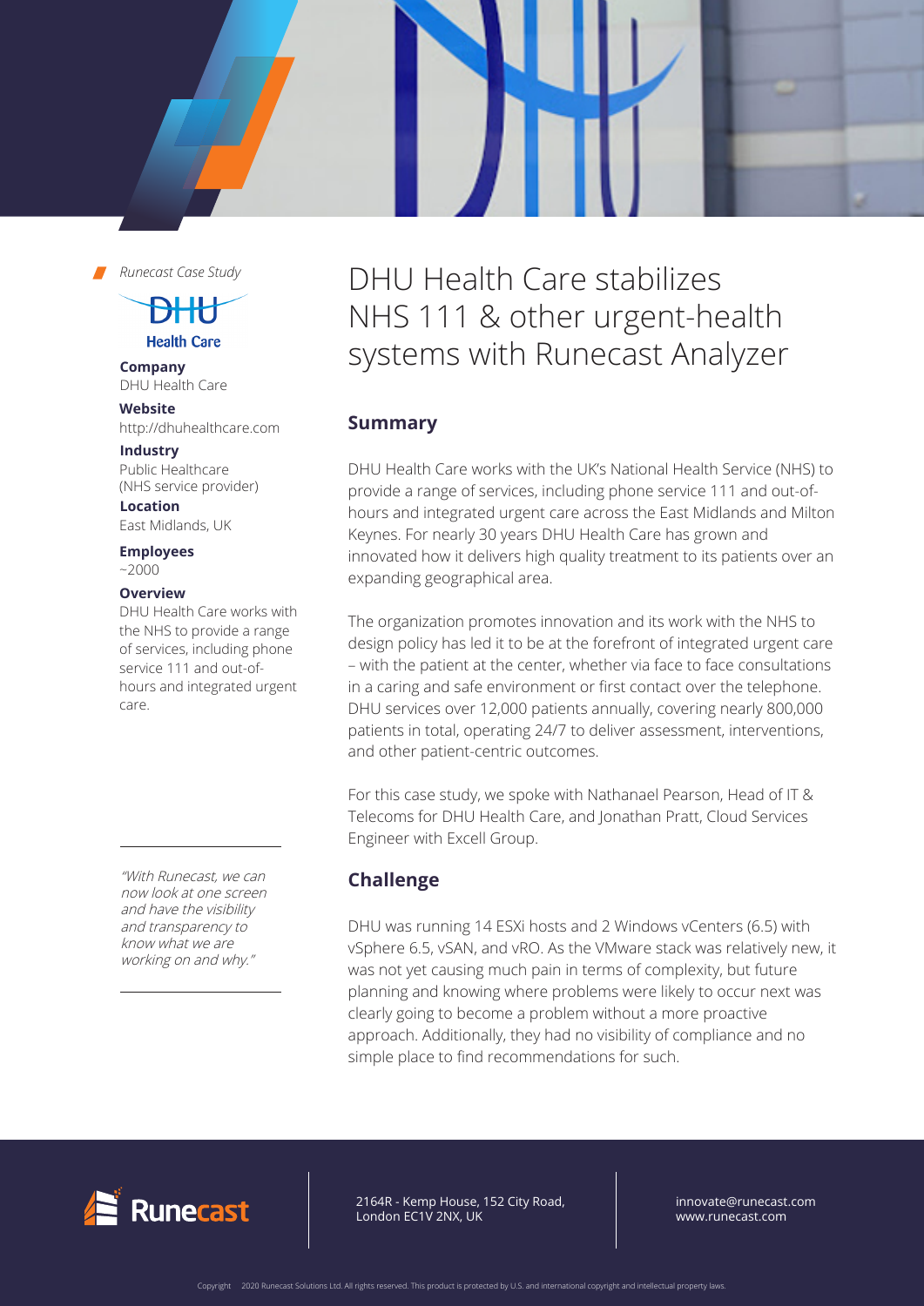*Runecast Case Study*

**Company**
DHU Health Care

**Website**
http://dhuhealthcare.com

**Industry**
Public Healthcare
(NHS service provider)

**Location**
East Midlands, UK

**Employees**
~2000

**Overview**
DHU Health Care works with the NHS to provide a range of services, including phone service 111 and out-of-hours and integrated urgent care.

*"With Runecast, we can now look at one screen and have the visibility and transparency to know what we are working on and why."*

# DHU Health Care stabilizes NHS 111 & other urgent-health systems with Runecast Analyzer

## Summary

DHU Health Care works with the UK's National Health Service (NHS) to provide a range of services, including phone service 111 and out-of-hours and integrated urgent care across the East Midlands and Milton Keynes. For nearly 30 years DHU Health Care has grown and innovated how it delivers high quality treatment to its patients over an expanding geographical area.

The organization promotes innovation and its work with the NHS to design policy has led it to be at the forefront of integrated urgent care – with the patient at the center, whether via face to face consultations in a caring and safe environment or first contact over the telephone. DHU services over 12,000 patients annually, covering nearly 800,000 patients in total, operating 24/7 to deliver assessment, interventions, and other patient-centric outcomes.

For this case study, we spoke with Nathanael Pearson, Head of IT & Telecoms for DHU Health Care, and Jonathan Pratt, Cloud Services Engineer with Excell Group.

## Challenge

DHU was running 14 ESXi hosts and 2 Windows vCenters (6.5) with vSphere 6.5, vSAN, and vRO. As the VMware stack was relatively new, it was not yet causing much pain in terms of complexity, but future planning and knowing where problems were likely to occur next was clearly going to become a problem without a more proactive approach. Additionally, they had no visibility of compliance and no simple place to find recommendations for such.

Runecast

2164R - Kemp House, 152 City Road,
London EC1V 2NX, UK

innovate@runecast.com
www.runecast.com

Copyright 2020 Runecast Solutions Ltd. All rights reserved. This product is protected by U.S. and international copyright and intellectual property laws.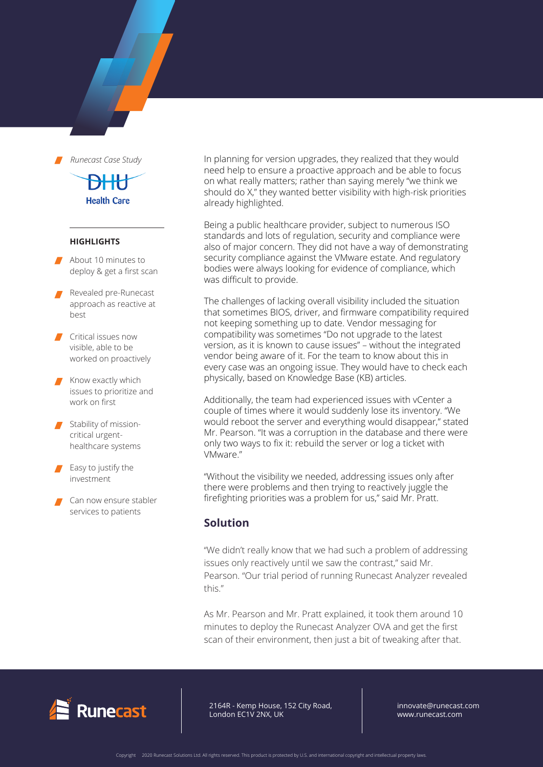*Runecast Case Study*

DHU Health Care

**HIGHLIGHTS**

- About 10 minutes to deploy & get a first scan
- Revealed pre-Runecast approach as reactive at best
- Critical issues now visible, able to be worked on proactively
- Know exactly which issues to prioritize and work on first
- Stability of mission-critical urgent-healthcare systems
- Easy to justify the investment
- Can now ensure stabler services to patients

In planning for version upgrades, they realized that they would need help to ensure a proactive approach and be able to focus on what really matters; rather than saying merely "we think we should do X," they wanted better visibility with high-risk priorities already highlighted.

Being a public healthcare provider, subject to numerous ISO standards and lots of regulation, security and compliance were also of major concern. They did not have a way of demonstrating security compliance against the VMware estate. And regulatory bodies were always looking for evidence of compliance, which was difficult to provide.

The challenges of lacking overall visibility included the situation that sometimes BIOS, driver, and firmware compatibility required not keeping something up to date. Vendor messaging for compatibility was sometimes "Do not upgrade to the latest version, as it is known to cause issues" – without the integrated vendor being aware of it. For the team to know about this in every case was an ongoing issue. They would have to check each physically, based on Knowledge Base (KB) articles.

Additionally, the team had experienced issues with vCenter a couple of times where it would suddenly lose its inventory. "We would reboot the server and everything would disappear," stated Mr. Pearson. "It was a corruption in the database and there were only two ways to fix it: rebuild the server or log a ticket with VMware."

"Without the visibility we needed, addressing issues only after there were problems and then trying to reactively juggle the firefighting priorities was a problem for us," said Mr. Pratt.

## Solution

"We didn't really know that we had such a problem of addressing issues only reactively until we saw the contrast," said Mr. Pearson. "Our trial period of running Runecast Analyzer revealed this."

As Mr. Pearson and Mr. Pratt explained, it took them around 10 minutes to deploy the Runecast Analyzer OVA and get the first scan of their environment, then just a bit of tweaking after that.

Runecast

2164R - Kemp House, 152 City Road, London EC1V 2NX, UK

innovate@runecast.com
www.runecast.com

Copyright 2020 Runecast Solutions Ltd. All rights reserved. This product is protected by U.S. and international copyright and intellectual property laws.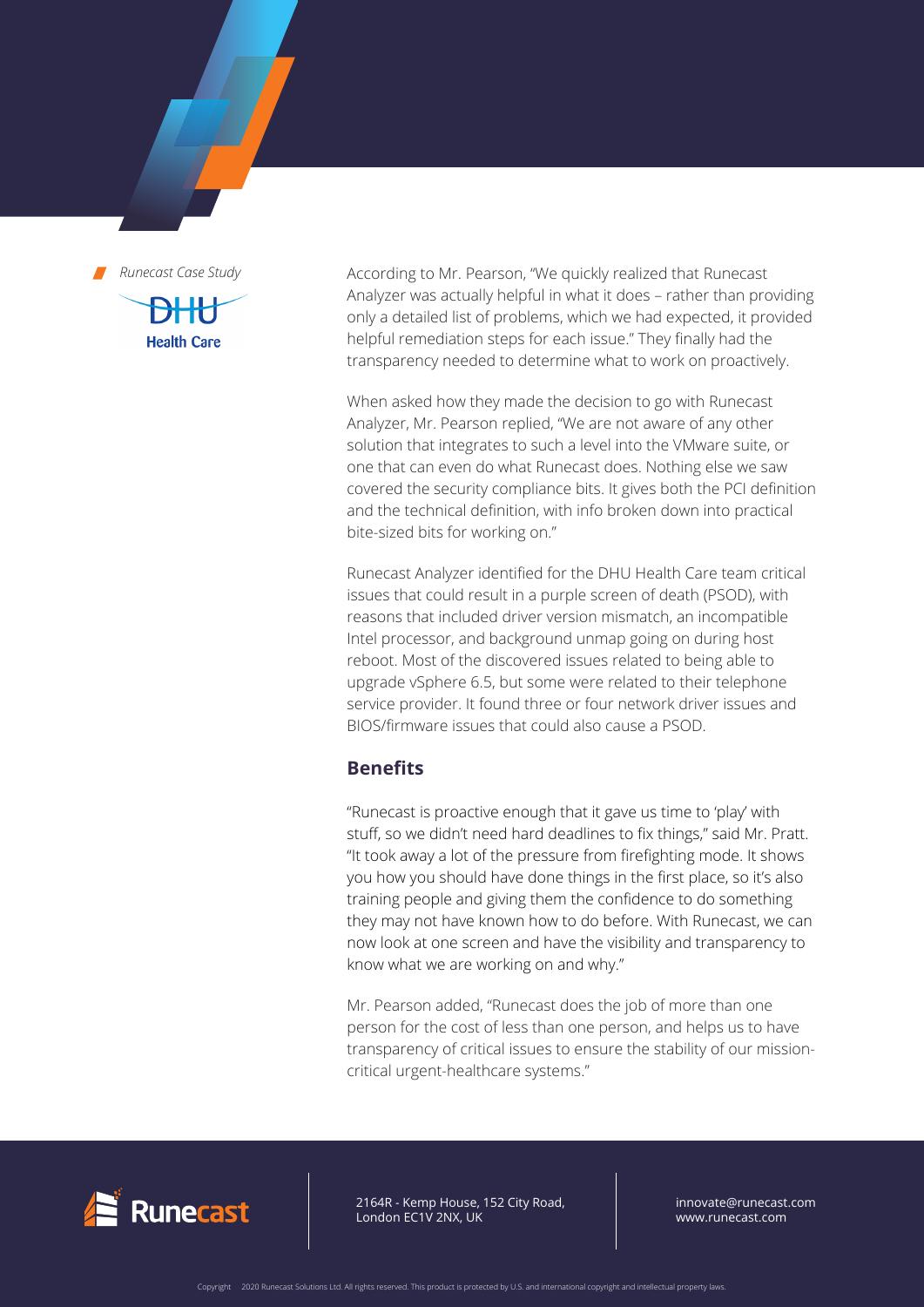According to Mr. Pearson, "We quickly realized that Runecast Analyzer was actually helpful in what it does – rather than providing only a detailed list of problems, which we had expected, it provided helpful remediation steps for each issue." They finally had the transparency needed to determine what to work on proactively.

When asked how they made the decision to go with Runecast Analyzer, Mr. Pearson replied, "We are not aware of any other solution that integrates to such a level into the VMware suite, or one that can even do what Runecast does. Nothing else we saw covered the security compliance bits. It gives both the PCI definition and the technical definition, with info broken down into practical bite-sized bits for working on."

Runecast Analyzer identified for the DHU Health Care team critical issues that could result in a purple screen of death (PSOD), with reasons that included driver version mismatch, an incompatible Intel processor, and background unmap going on during host reboot. Most of the discovered issues related to being able to upgrade vSphere 6.5, but some were related to their telephone service provider. It found three or four network driver issues and BIOS/firmware issues that could also cause a PSOD.

## Benefits

"Runecast is proactive enough that it gave us time to 'play' with stuff, so we didn't need hard deadlines to fix things," said Mr. Pratt. "It took away a lot of the pressure from firefighting mode. It shows you how you should have done things in the first place, so it's also training people and giving them the confidence to do something they may not have known how to do before. With Runecast, we can now look at one screen and have the visibility and transparency to know what we are working on and why."

Mr. Pearson added, "Runecast does the job of more than one person for the cost of less than one person, and helps us to have transparency of critical issues to ensure the stability of our mission-critical urgent-healthcare systems."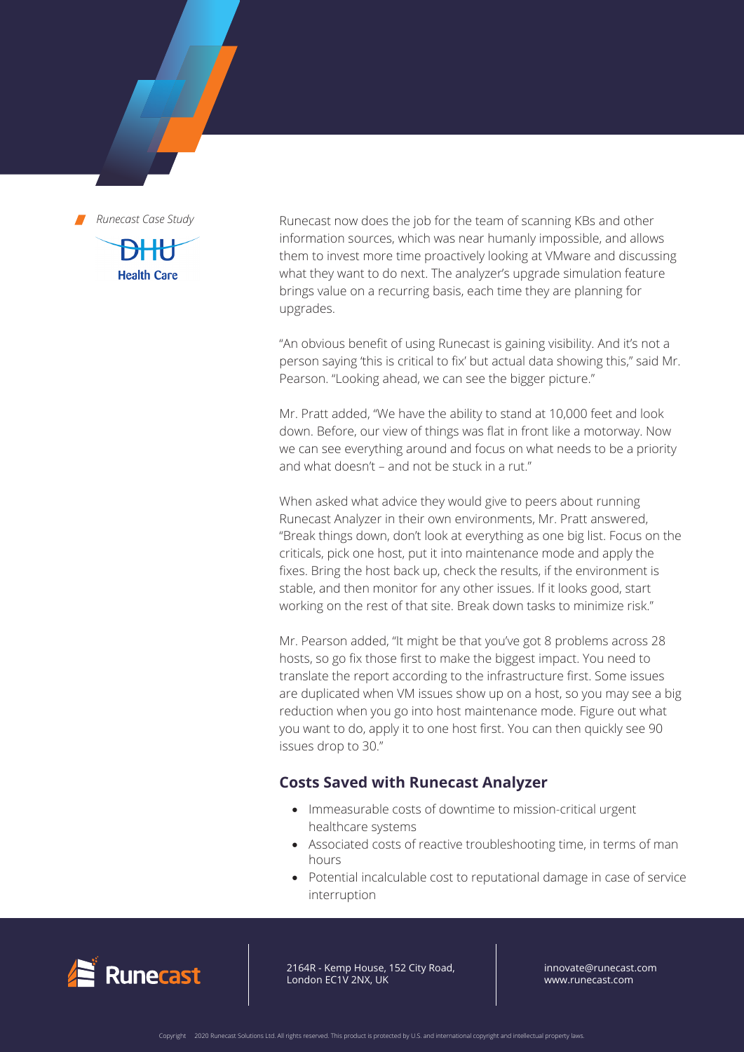*Runecast Case Study*

DHU Health Care

Runecast now does the job for the team of scanning KBs and other information sources, which was near humanly impossible, and allows them to invest more time proactively looking at VMware and discussing what they want to do next. The analyzer's upgrade simulation feature brings value on a recurring basis, each time they are planning for upgrades.

"An obvious benefit of using Runecast is gaining visibility. And it's not a person saying 'this is critical to fix' but actual data showing this," said Mr. Pearson. "Looking ahead, we can see the bigger picture."

Mr. Pratt added, "We have the ability to stand at 10,000 feet and look down. Before, our view of things was flat in front like a motorway. Now we can see everything around and focus on what needs to be a priority and what doesn't – and not be stuck in a rut."

When asked what advice they would give to peers about running Runecast Analyzer in their own environments, Mr. Pratt answered, "Break things down, don't look at everything as one big list. Focus on the criticals, pick one host, put it into maintenance mode and apply the fixes. Bring the host back up, check the results, if the environment is stable, and then monitor for any other issues. If it looks good, start working on the rest of that site. Break down tasks to minimize risk."

Mr. Pearson added, "It might be that you've got 8 problems across 28 hosts, so go fix those first to make the biggest impact. You need to translate the report according to the infrastructure first. Some issues are duplicated when VM issues show up on a host, so you may see a big reduction when you go into host maintenance mode. Figure out what you want to do, apply it to one host first. You can then quickly see 90 issues drop to 30."

## Costs Saved with Runecast Analyzer

- Immeasurable costs of downtime to mission-critical urgent healthcare systems
- Associated costs of reactive troubleshooting time, in terms of man hours
- Potential incalculable cost to reputational damage in case of service interruption

Runecast

2164R - Kemp House, 152 City Road, London EC1V 2NX, UK

innovate@runecast.com
www.runecast.com

Copyright 2020 Runecast Solutions Ltd. All rights reserved. This product is protected by U.S. and international copyright and intellectual property laws.